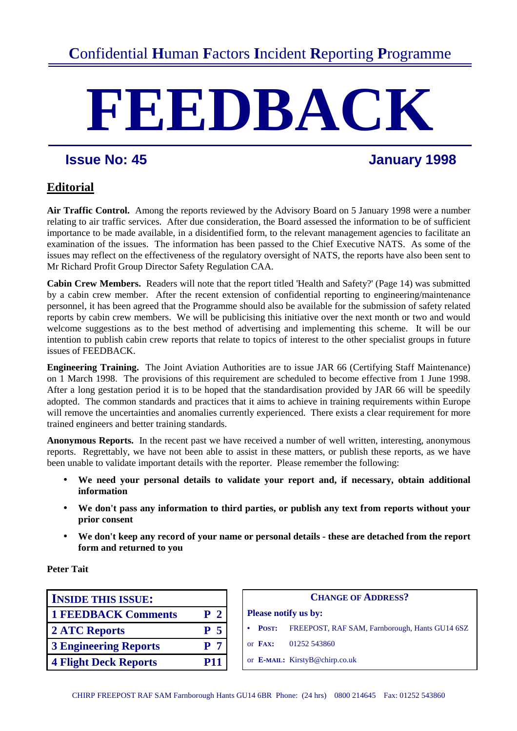# Confidential Human Factors Incident Reporting Programme

# FEEDBACK

**Issue No: 45** **January 1998**

## Editorial

**Air Traffic Control.** Among the reports reviewed by the Advisory Board on 5 January 1998 were a number relating to air traffic services. After due consideration, the Board assessed the information to be of sufficient importance to be made available, in a disidentified form, to the relevant management agencies to facilitate an examination of the issues. The information has been passed to the Chief Executive NATS. As some of the issues may reflect on the effectiveness of the regulatory oversight of NATS, the reports have also been sent to Mr Richard Profit Group Director Safety Regulation CAA.

**Cabin Crew Members.** Readers will note that the report titled 'Health and Safety?' (Page 14) was submitted by a cabin crew member. After the recent extension of confidential reporting to engineering/maintenance personnel, it has been agreed that the Programme should also be available for the submission of safety related reports by cabin crew members. We will be publicising this initiative over the next month or two and would welcome suggestions as to the best method of advertising and implementing this scheme. It will be our intention to publish cabin crew reports that relate to topics of interest to the other specialist groups in future issues of FEEDBACK.

**Engineering Training.** The Joint Aviation Authorities are to issue JAR 66 (Certifying Staff Maintenance) on 1 March 1998. The provisions of this requirement are scheduled to become effective from 1 June 1998. After a long gestation period it is to be hoped that the standardisation provided by JAR 66 will be speedily adopted. The common standards and practices that it aims to achieve in training requirements within Europe will remove the uncertainties and anomalies currently experienced. There exists a clear requirement for more trained engineers and better training standards.

**Anonymous Reports.** In the recent past we have received a number of well written, interesting, anonymous reports. Regrettably, we have not been able to assist in these matters, or publish these reports, as we have been unable to validate important details with the reporter. Please remember the following:

- **We need your personal details to validate your report and, if necessary, obtain additional information**
- **We don't pass any information to third parties, or publish any text from reports without your prior consent**
- **We don't keep any record of your name or personal details - these are detached from the report form and returned to you**

**Peter Tait**

| INSIDE THIS ISSUE: | |
|---|---|
| 1 FEEDBACK Comments | P 2 |
| 2 ATC Reports | P 5 |
| 3 Engineering Reports | P 7 |
| 4 Flight Deck Reports | P11 |

**CHANGE OF ADDRESS?**

**Please notify us by:**

- **POST:** FREEPOST, RAF SAM, Farnborough, Hants GU14 6SZ

or **FAX:** 01252 543860

or **E-MAIL:** KirstyB@chirp.co.uk

CHIRP FREEPOST RAF SAM Farnborough Hants GU14 6BR Phone: (24 hrs) 0800 214645 Fax: 01252 543860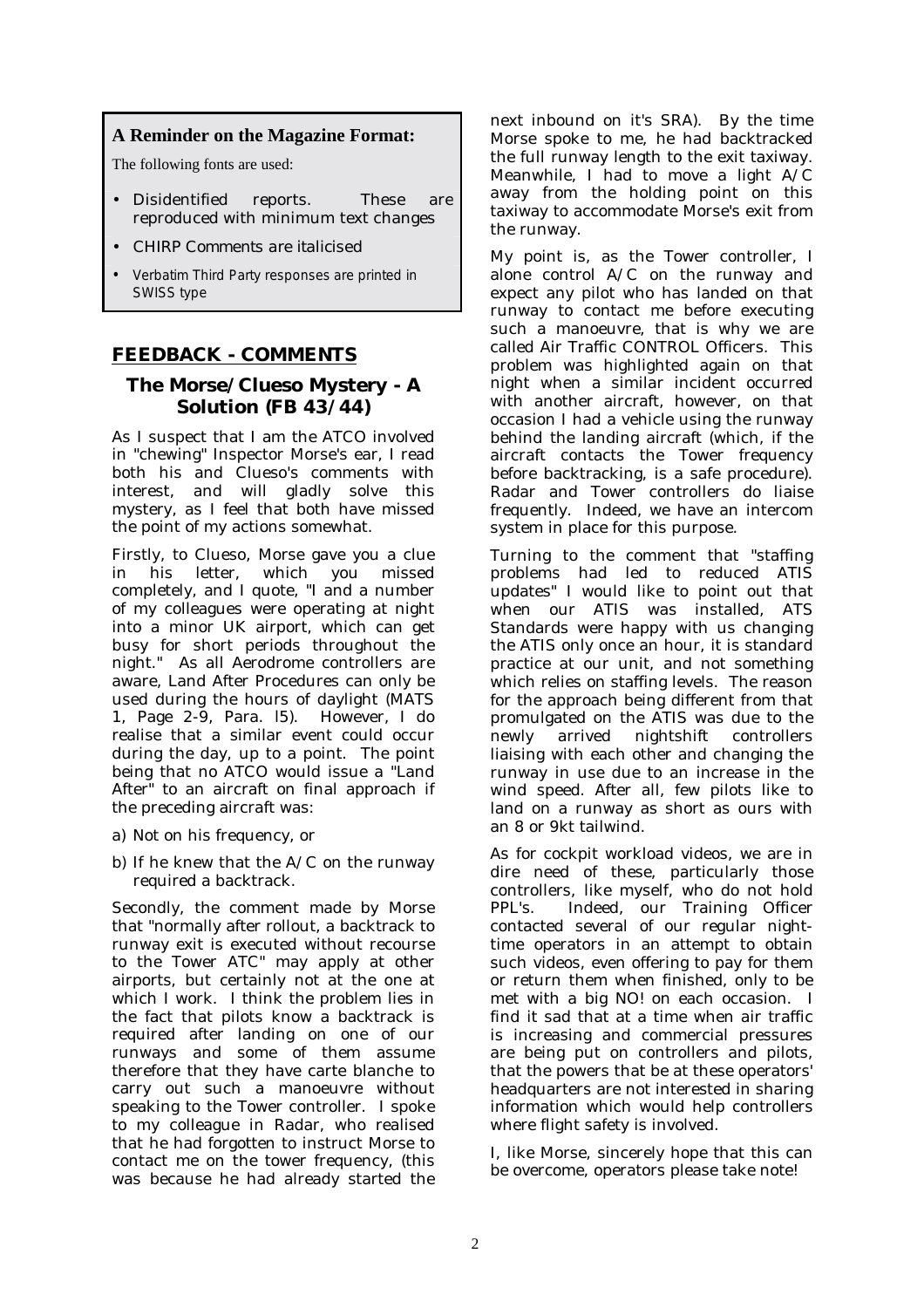**A Reminder on the Magazine Format:**

The following fonts are used:

- Disidentified reports. These are reproduced with minimum text changes
- CHIRP Comments are italicised
- Verbatim Third Party responses are printed in SWISS type

## FEEDBACK - COMMENTS

### The Morse/Clueso Mystery - A Solution (FB 43/44)

As I suspect that I am the ATCO involved in "chewing" Inspector Morse's ear, I read both his and Clueso's comments with interest, and will gladly solve this mystery, as I feel that both have missed the point of my actions somewhat.

Firstly, to Clueso, Morse gave you a clue in his letter, which you missed completely, and I quote, "I and a number of my colleagues were operating at night into a minor UK airport, which can get busy for short periods throughout the night." As all Aerodrome controllers are aware, Land After Procedures can only be used during the hours of daylight (MATS 1, Page 2-9, Para. l5). However, I do realise that a similar event could occur during the day, up to a point. The point being that no ATCO would issue a "Land After" to an aircraft on final approach if the preceding aircraft was:

a) Not on his frequency, or

b) If he knew that the A/C on the runway required a backtrack.

Secondly, the comment made by Morse that "normally after rollout, a backtrack to runway exit is executed without recourse to the Tower ATC" may apply at other airports, but certainly not at the one at which I work. I think the problem lies in the fact that pilots know a backtrack is required after landing on one of our runways and some of them assume therefore that they have carte blanche to carry out such a manoeuvre without speaking to the Tower controller. I spoke to my colleague in Radar, who realised that he had forgotten to instruct Morse to contact me on the tower frequency, (this was because he had already started the next inbound on it's SRA). By the time Morse spoke to me, he had backtracked the full runway length to the exit taxiway. Meanwhile, I had to move a light A/C away from the holding point on this taxiway to accommodate Morse's exit from the runway.

My point is, as the Tower controller, I alone control A/C on the runway and expect any pilot who has landed on that runway to contact me before executing such a manoeuvre, that is why we are called Air Traffic CONTROL Officers. This problem was highlighted again on that night when a similar incident occurred with another aircraft, however, on that occasion I had a vehicle using the runway behind the landing aircraft (which, if the aircraft contacts the Tower frequency before backtracking, is a safe procedure). Radar and Tower controllers do liaise frequently. Indeed, we have an intercom system in place for this purpose.

Turning to the comment that "staffing problems had led to reduced ATIS updates" I would like to point out that when our ATIS was installed, ATS Standards were happy with us changing the ATIS only once an hour, it is standard practice at our unit, and not something which relies on staffing levels. The reason for the approach being different from that promulgated on the ATIS was due to the newly arrived nightshift controllers liaising with each other and changing the runway in use due to an increase in the wind speed. After all, few pilots like to land on a runway as short as ours with an 8 or 9kt tailwind.

As for cockpit workload videos, we are in dire need of these, particularly those controllers, like myself, who do not hold PPL's. Indeed, our Training Officer contacted several of our regular night-time operators in an attempt to obtain such videos, even offering to pay for them or return them when finished, only to be met with a big NO! on each occasion. I find it sad that at a time when air traffic is increasing and commercial pressures are being put on controllers and pilots, that the powers that be at these operators' headquarters are not interested in sharing information which would help controllers where flight safety is involved.

I, like Morse, sincerely hope that this can be overcome, operators please take note!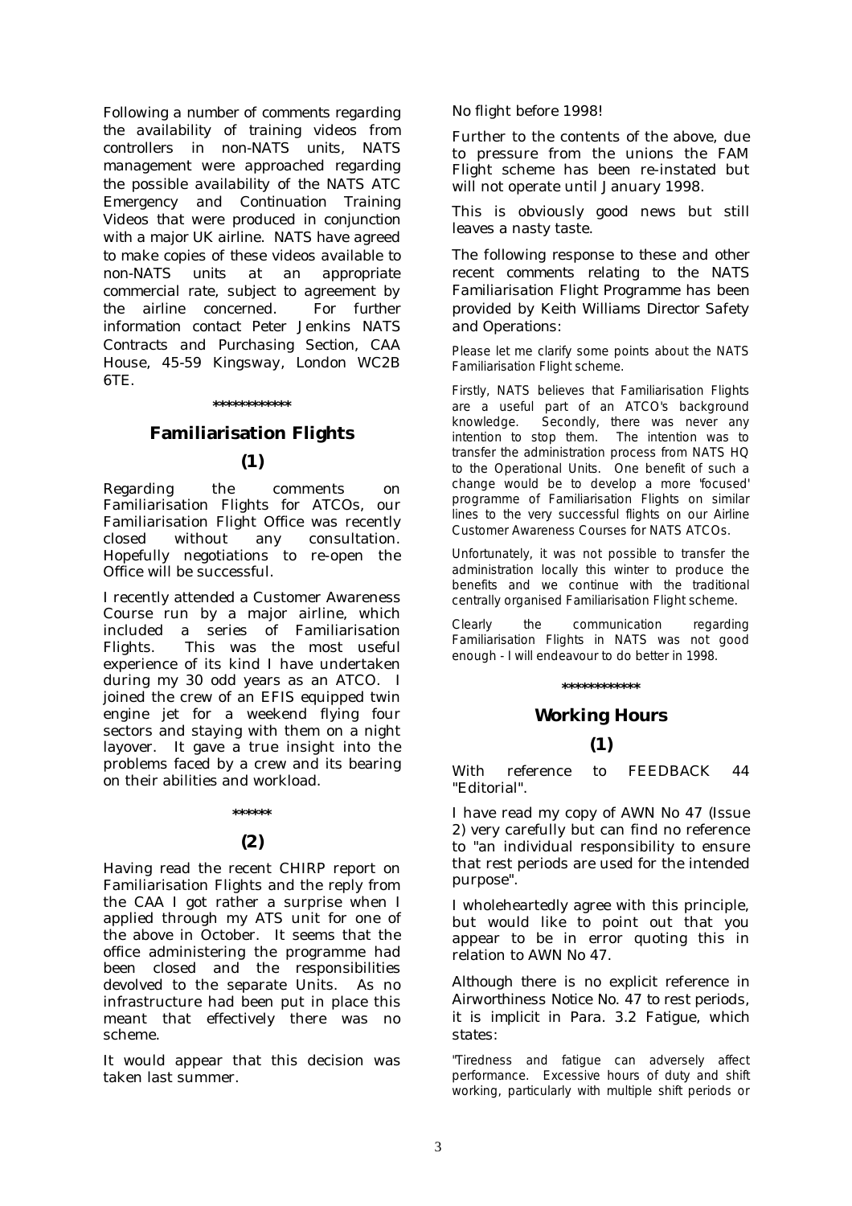Following a number of comments regarding the availability of training videos from controllers in non-NATS units, NATS management were approached regarding the possible availability of the NATS ATC Emergency and Continuation Training Videos that were produced in conjunction with a major UK airline. NATS have agreed to make copies of these videos available to non-NATS units at an appropriate commercial rate, subject to agreement by the airline concerned. For further information contact Peter Jenkins NATS Contracts and Purchasing Section, CAA House, 45-59 Kingsway, London WC2B 6TE.

\*\*\*\*\*\*\*\*\*\*\*\*

## Familiarisation Flights

### (1)

Regarding the comments on Familiarisation Flights for ATCOs, our Familiarisation Flight Office was recently closed without any consultation. Hopefully negotiations to re-open the Office will be successful.

I recently attended a Customer Awareness Course run by a major airline, which included a series of Familiarisation Flights. This was the most useful experience of its kind I have undertaken during my 30 odd years as an ATCO. I joined the crew of an EFIS equipped twin engine jet for a weekend flying four sectors and staying with them on a night layover. It gave a true insight into the problems faced by a crew and its bearing on their abilities and workload.

\*\*\*\*\*\*

### (2)

Having read the recent CHIRP report on Familiarisation Flights and the reply from the CAA I got rather a surprise when I applied through my ATS unit for one of the above in October. It seems that the office administering the programme had been closed and the responsibilities devolved to the separate Units. As no infrastructure had been put in place this meant that effectively there was no scheme.

It would appear that this decision was taken last summer.

No flight before 1998!

Further to the contents of the above, due to pressure from the unions the FAM Flight scheme has been re-instated but will not operate until January 1998.

This is obviously good news but still leaves a nasty taste.

The following response to these and other recent comments relating to the NATS Familiarisation Flight Programme has been provided by Keith Williams Director Safety and Operations:

Please let me clarify some points about the NATS Familiarisation Flight scheme.

Firstly, NATS believes that Familiarisation Flights are a useful part of an ATCO's background knowledge. Secondly, there was never any intention to stop them. The intention was to transfer the administration process from NATS HQ to the Operational Units. One benefit of such a change would be to develop a more 'focused' programme of Familiarisation Flights on similar lines to the very successful flights on our Airline Customer Awareness Courses for NATS ATCOs.

Unfortunately, it was not possible to transfer the administration locally this winter to produce the benefits and we continue with the traditional centrally organised Familiarisation Flight scheme.

Clearly the communication regarding Familiarisation Flights in NATS was not good enough - I will endeavour to do better in 1998.

\*\*\*\*\*\*\*\*\*\*\*\*

## Working Hours

### (1)

With reference to FEEDBACK 44 "Editorial".

I have read my copy of AWN No 47 (Issue 2) very carefully but can find no reference to "an individual responsibility to ensure that rest periods are used for the intended purpose".

I wholeheartedly agree with this principle, but would like to point out that you appear to be in error quoting this in relation to AWN No 47.

Although there is no explicit reference in Airworthiness Notice No. 47 to rest periods, it is implicit in Para. 3.2 Fatigue, which states:

"Tiredness and fatigue can adversely affect performance. Excessive hours of duty and shift working, particularly with multiple shift periods or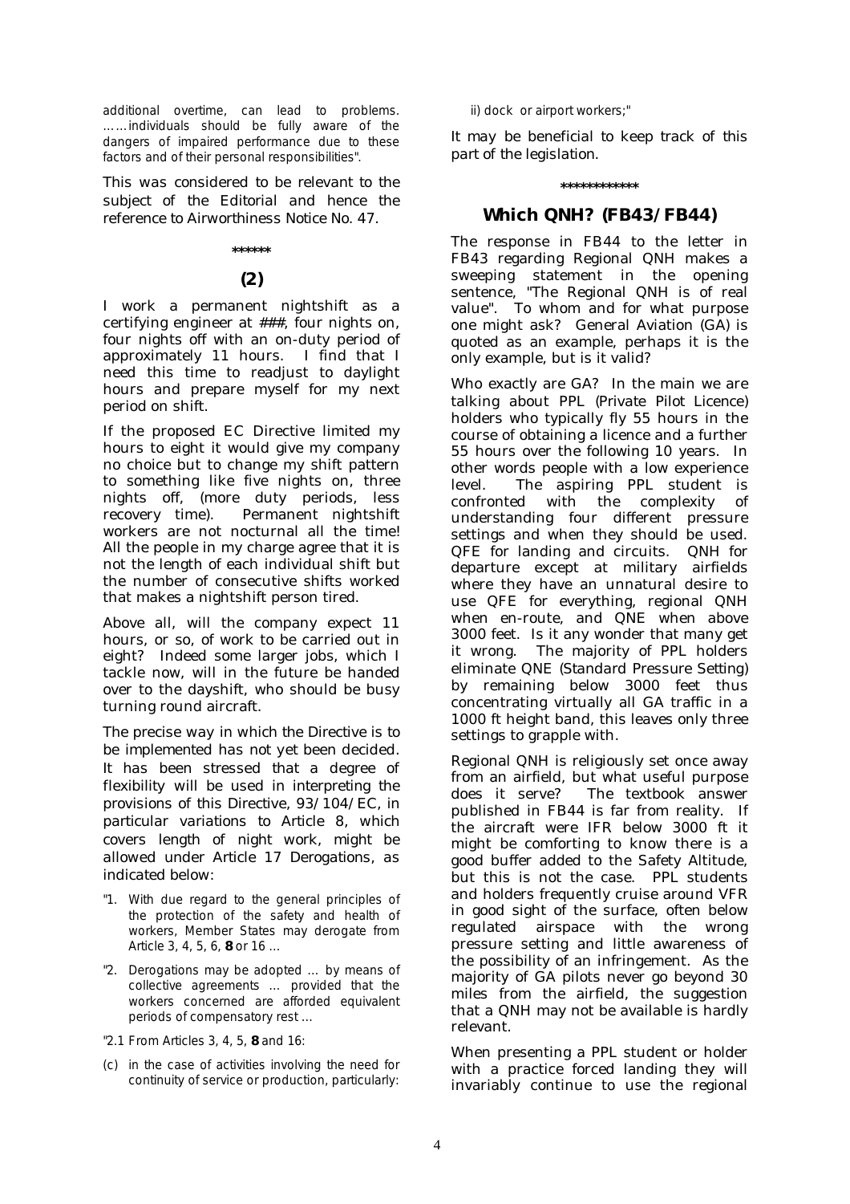additional overtime, can lead to problems. ……individuals should be fully aware of the dangers of impaired performance due to these factors and of their personal responsibilities".

This was considered to be relevant to the subject of the Editorial and hence the reference to Airworthiness Notice No. 47.

\*\*\*\*\*\*

## (2)

I work a permanent nightshift as a certifying engineer at ###, four nights on, four nights off with an on-duty period of approximately 11 hours. I find that I need this time to readjust to daylight hours and prepare myself for my next period on shift.

If the proposed EC Directive limited my hours to eight it would give my company no choice but to change my shift pattern to something like five nights on, three nights off, (more duty periods, less recovery time). Permanent nightshift workers are not nocturnal all the time! All the people in my charge agree that it is not the length of each individual shift but the number of consecutive shifts worked that makes a nightshift person tired.

Above all, will the company expect 11 hours, or so, of work to be carried out in eight? Indeed some larger jobs, which I tackle now, will in the future be handed over to the dayshift, who should be busy turning round aircraft.

The precise way in which the Directive is to be implemented has not yet been decided. It has been stressed that a degree of flexibility will be used in interpreting the provisions of this Directive, 93/104/EC, in particular variations to Article 8, which covers length of night work, might be allowed under Article 17 Derogations, as indicated below:

"1. With due regard to the general principles of the protection of the safety and health of workers, Member States may derogate from Article 3, 4, 5, 6, **8** or 16 …

"2. Derogations may be adopted … by means of collective agreements … provided that the workers concerned are afforded equivalent periods of compensatory rest …

"2.1 From Articles 3, 4, 5, **8** and 16:

(c) in the case of activities involving the need for continuity of service or production, particularly:

ii) dock or airport workers;"

It may be beneficial to keep track of this part of the legislation.

\*\*\*\*\*\*\*\*\*\*\*\*

## Which QNH? (FB43/FB44)

The response in FB44 to the letter in FB43 regarding Regional QNH makes a sweeping statement in the opening sentence, "The Regional QNH is of real value". To whom and for what purpose one might ask? General Aviation (GA) is quoted as an example, perhaps it is the only example, but is it valid?

Who exactly are GA? In the main we are talking about PPL (Private Pilot Licence) holders who typically fly 55 hours in the course of obtaining a licence and a further 55 hours over the following 10 years. In other words people with a low experience level. The aspiring PPL student is confronted with the complexity of understanding four different pressure settings and when they should be used. QFE for landing and circuits. QNH for departure except at military airfields where they have an unnatural desire to use QFE for everything, regional QNH when en-route, and QNE when above 3000 feet. Is it any wonder that many get it wrong. The majority of PPL holders eliminate QNE (Standard Pressure Setting) by remaining below 3000 feet thus concentrating virtually all GA traffic in a 1000 ft height band, this leaves only three settings to grapple with.

Regional QNH is religiously set once away from an airfield, but what useful purpose does it serve? The textbook answer published in FB44 is far from reality. If the aircraft were IFR below 3000 ft it might be comforting to know there is a good buffer added to the Safety Altitude, but this is not the case. PPL students and holders frequently cruise around VFR in good sight of the surface, often below regulated airspace with the wrong pressure setting and little awareness of the possibility of an infringement. As the majority of GA pilots never go beyond 30 miles from the airfield, the suggestion that a QNH may not be available is hardly relevant.

When presenting a PPL student or holder with a practice forced landing they will invariably continue to use the regional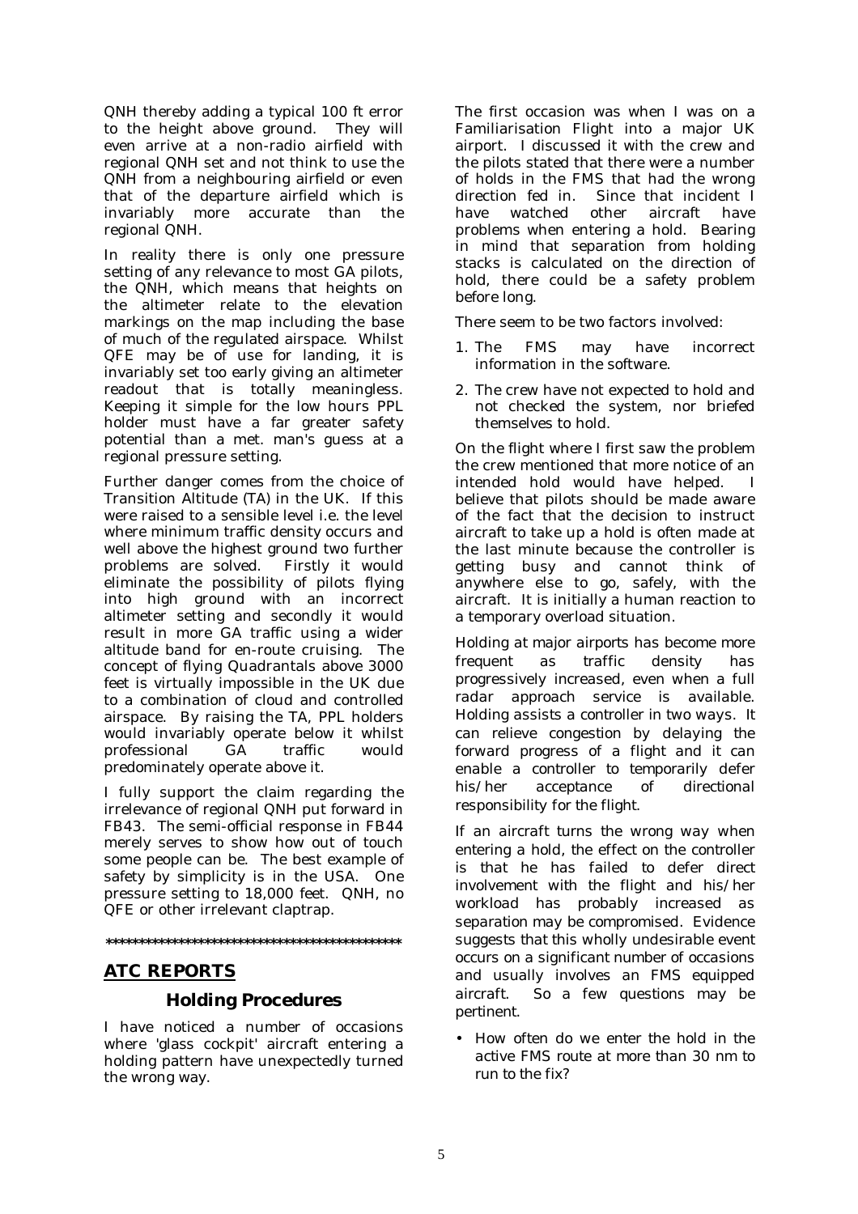QNH thereby adding a typical 100 ft error to the height above ground. They will even arrive at a non-radio airfield with regional QNH set and not think to use the QNH from a neighbouring airfield or even that of the departure airfield which is invariably more accurate than the regional QNH.

In reality there is only one pressure setting of any relevance to most GA pilots, the QNH, which means that heights on the altimeter relate to the elevation markings on the map including the base of much of the regulated airspace. Whilst QFE may be of use for landing, it is invariably set too early giving an altimeter readout that is totally meaningless. Keeping it simple for the low hours PPL holder must have a far greater safety potential than a met. man's guess at a regional pressure setting.

Further danger comes from the choice of Transition Altitude (TA) in the UK. If this were raised to a sensible level i.e. the level where minimum traffic density occurs and well above the highest ground two further problems are solved. Firstly it would eliminate the possibility of pilots flying into high ground with an incorrect altimeter setting and secondly it would result in more GA traffic using a wider altitude band for en-route cruising. The concept of flying Quadrantals above 3000 feet is virtually impossible in the UK due to a combination of cloud and controlled airspace. By raising the TA, PPL holders would invariably operate below it whilst professional GA traffic would predominately operate above it.

I fully support the claim regarding the irrelevance of regional QNH put forward in FB43. The semi-official response in FB44 merely serves to show how out of touch some people can be. The best example of safety by simplicity is in the USA. One pressure setting to 18,000 feet. QNH, no QFE or other irrelevant claptrap.

**********************************************

## ATC REPORTS

### Holding Procedures

I have noticed a number of occasions where 'glass cockpit' aircraft entering a holding pattern have unexpectedly turned the wrong way.

The first occasion was when I was on a Familiarisation Flight into a major UK airport. I discussed it with the crew and the pilots stated that there were a number of holds in the FMS that had the wrong direction fed in. Since that incident I have watched other aircraft have problems when entering a hold. Bearing in mind that separation from holding stacks is calculated on the direction of hold, there could be a safety problem before long.

There seem to be two factors involved:

1. The FMS may have incorrect information in the software.
2. The crew have not expected to hold and not checked the system, nor briefed themselves to hold.

On the flight where I first saw the problem the crew mentioned that more notice of an intended hold would have helped. I believe that pilots should be made aware of the fact that the decision to instruct aircraft to take up a hold is often made at the last minute because the controller is getting busy and cannot think of anywhere else to go, safely, with the aircraft. It is initially a human reaction to a temporary overload situation.

Holding at major airports has become more frequent as traffic density has progressively increased, even when a full radar approach service is available. Holding assists a controller in two ways. It can relieve congestion by delaying the forward progress of a flight and it can enable a controller to temporarily defer his/her acceptance of directional responsibility for the flight.

If an aircraft turns the wrong way when entering a hold, the effect on the controller is that he has failed to defer direct involvement with the flight and his/her workload has probably increased as separation may be compromised. Evidence suggests that this wholly undesirable event occurs on a significant number of occasions and usually involves an FMS equipped aircraft. So a few questions may be pertinent.

- How often do we enter the hold in the active FMS route at more than 30 nm to run to the fix?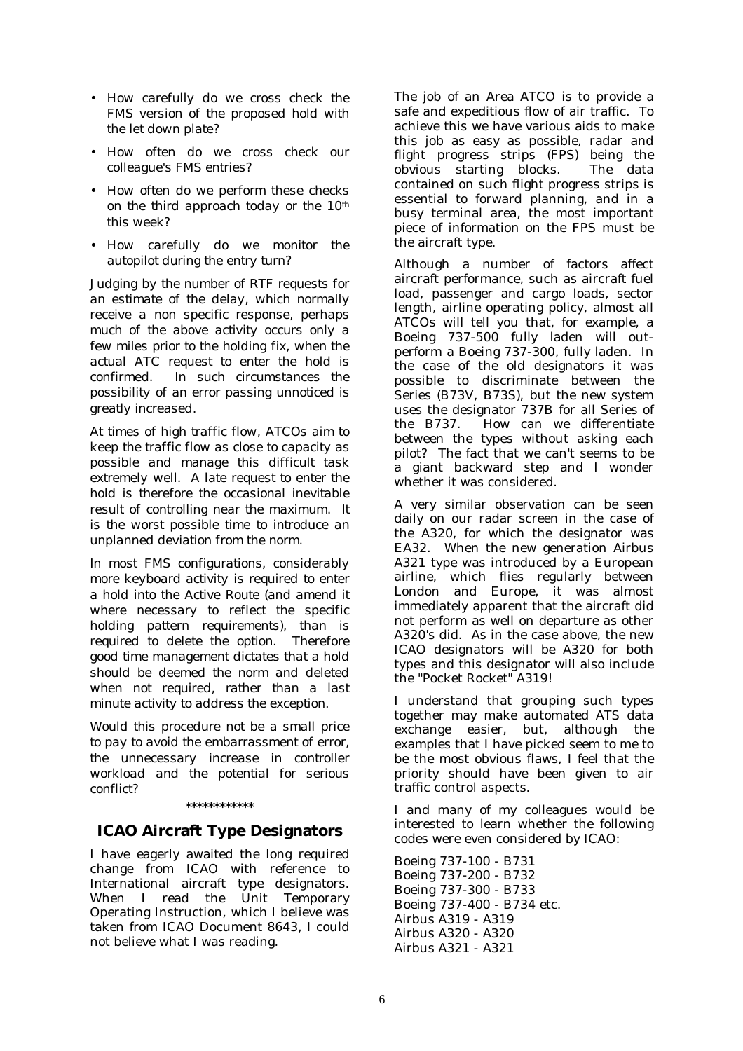- How carefully do we cross check the FMS version of the proposed hold with the let down plate?
- How often do we cross check our colleague's FMS entries?
- How often do we perform these checks on the third approach today or the 10th this week?
- How carefully do we monitor the autopilot during the entry turn?

Judging by the number of RTF requests for an estimate of the delay, which normally receive a non specific response, perhaps much of the above activity occurs only a few miles prior to the holding fix, when the actual ATC request to enter the hold is confirmed. In such circumstances the possibility of an error passing unnoticed is greatly increased.

At times of high traffic flow, ATCOs aim to keep the traffic flow as close to capacity as possible and manage this difficult task extremely well. A late request to enter the hold is therefore the occasional inevitable result of controlling near the maximum. It is the worst possible time to introduce an unplanned deviation from the norm.

In most FMS configurations, considerably more keyboard activity is required to enter a hold into the Active Route (and amend it where necessary to reflect the specific holding pattern requirements), than is required to delete the option. Therefore good time management dictates that a hold should be deemed the norm and deleted when not required, rather than a last minute activity to address the exception.

Would this procedure not be a small price to pay to avoid the embarrassment of error, the unnecessary increase in controller workload and the potential for serious conflict?

************

## ICAO Aircraft Type Designators

I have eagerly awaited the long required change from ICAO with reference to International aircraft type designators. When I read the Unit Temporary Operating Instruction, which I believe was taken from ICAO Document 8643, I could not believe what I was reading.

The job of an Area ATCO is to provide a safe and expeditious flow of air traffic. To achieve this we have various aids to make this job as easy as possible, radar and flight progress strips (FPS) being the obvious starting blocks. The data contained on such flight progress strips is essential to forward planning, and in a busy terminal area, the most important piece of information on the FPS must be the aircraft type.

Although a number of factors affect aircraft performance, such as aircraft fuel load, passenger and cargo loads, sector length, airline operating policy, almost all ATCOs will tell you that, for example, a Boeing 737-500 fully laden will out-perform a Boeing 737-300, fully laden. In the case of the old designators it was possible to discriminate between the Series (B73V, B73S), but the new system uses the designator 737B for all Series of the B737. How can we differentiate between the types without asking each pilot? The fact that we can't seems to be a giant backward step and I wonder whether it was considered.

A very similar observation can be seen daily on our radar screen in the case of the A320, for which the designator was EA32. When the new generation Airbus A321 type was introduced by a European airline, which flies regularly between London and Europe, it was almost immediately apparent that the aircraft did not perform as well on departure as other A320's did. As in the case above, the new ICAO designators will be A320 for both types and this designator will also include the "Pocket Rocket" A319!

I understand that grouping such types together may make automated ATS data exchange easier, but, although the examples that I have picked seem to me to be the most obvious flaws, I feel that the priority should have been given to air traffic control aspects.

I and many of my colleagues would be interested to learn whether the following codes were even considered by ICAO:

Boeing 737-100 - B731
Boeing 737-200 - B732
Boeing 737-300 - B733
Boeing 737-400 - B734 etc.
Airbus A319 - A319
Airbus A320 - A320
Airbus A321 - A321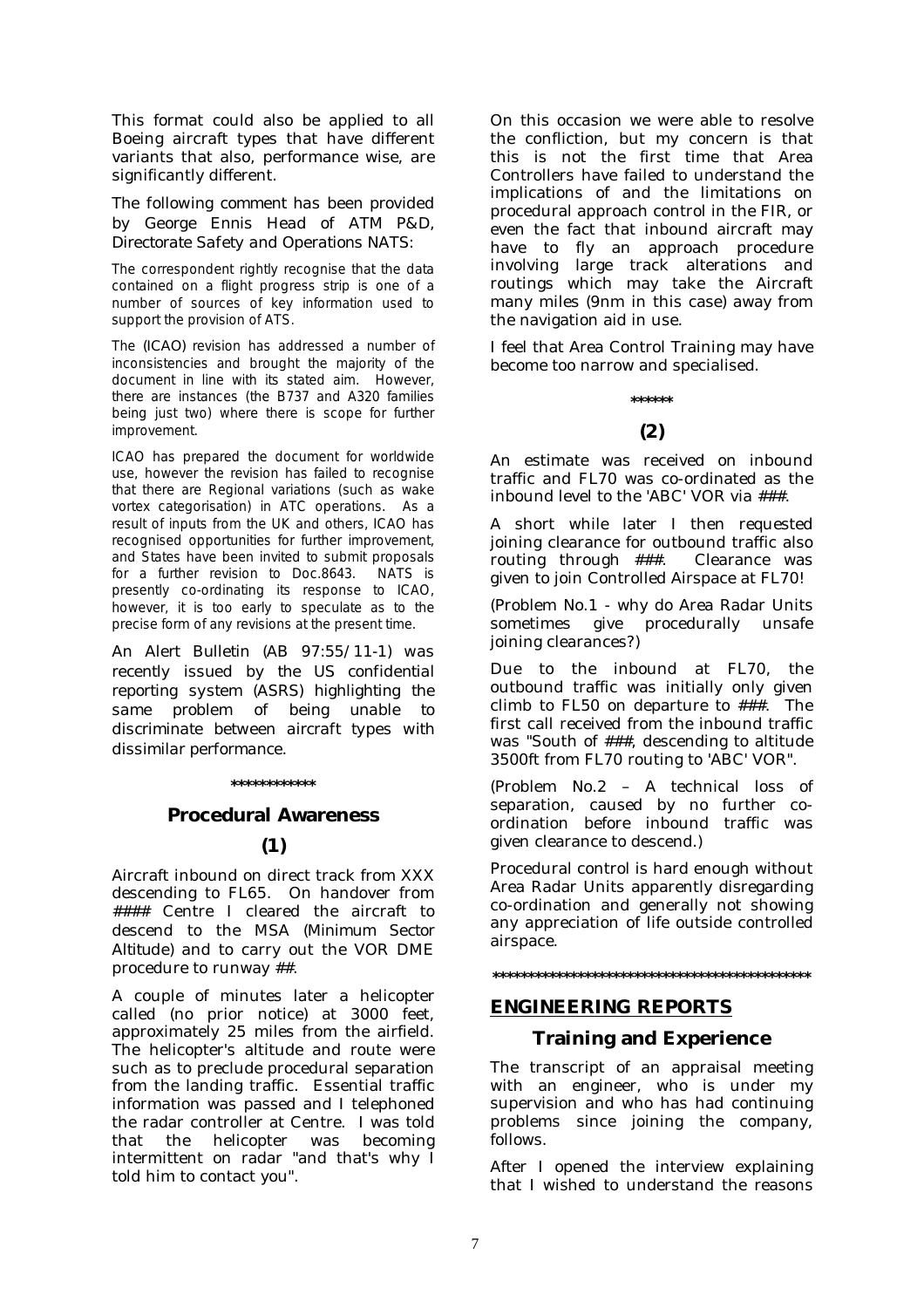This format could also be applied to all Boeing aircraft types that have different variants that also, performance wise, are significantly different.

The following comment has been provided by George Ennis Head of ATM P&D, Directorate Safety and Operations NATS:

The correspondent rightly recognise that the data contained on a flight progress strip is one of a number of sources of key information used to support the provision of ATS.

The (ICAO) revision has addressed a number of inconsistencies and brought the majority of the document in line with its stated aim. However, there are instances (the B737 and A320 families being just two) where there is scope for further improvement.

ICAO has prepared the document for worldwide use, however the revision has failed to recognise that there are Regional variations (such as wake vortex categorisation) in ATC operations. As a result of inputs from the UK and others, ICAO has recognised opportunities for further improvement, and States have been invited to submit proposals for a further revision to Doc.8643. NATS is presently co-ordinating its response to ICAO, however, it is too early to speculate as to the precise form of any revisions at the present time.

An Alert Bulletin (AB 97:55/11-1) was recently issued by the US confidential reporting system (ASRS) highlighting the same problem of being unable to discriminate between aircraft types with dissimilar performance.

************

## Procedural Awareness

### (1)

Aircraft inbound on direct track from XXX descending to FL65. On handover from #### Centre I cleared the aircraft to descend to the MSA (Minimum Sector Altitude) and to carry out the VOR DME procedure to runway ##.

A couple of minutes later a helicopter called (no prior notice) at 3000 feet, approximately 25 miles from the airfield. The helicopter's altitude and route were such as to preclude procedural separation from the landing traffic. Essential traffic information was passed and I telephoned the radar controller at Centre. I was told that the helicopter was becoming intermittent on radar "and that's why I told him to contact you".

On this occasion we were able to resolve the confliction, but my concern is that this is not the first time that Area Controllers have failed to understand the implications of and the limitations on procedural approach control in the FIR, or even the fact that inbound aircraft may have to fly an approach procedure involving large track alterations and routings which may take the Aircraft many miles (9nm in this case) away from the navigation aid in use.

I feel that Area Control Training may have become too narrow and specialised.

******

### (2)

An estimate was received on inbound traffic and FL70 was co-ordinated as the inbound level to the 'ABC' VOR via ###.

A short while later I then requested joining clearance for outbound traffic also routing through ###. Clearance was given to join Controlled Airspace at FL70!

(Problem No.1 - why do Area Radar Units sometimes give procedurally unsafe joining clearances?)

Due to the inbound at FL70, the outbound traffic was initially only given climb to FL50 on departure to ###. The first call received from the inbound traffic was "South of ###, descending to altitude 3500ft from FL70 routing to 'ABC' VOR".

(Problem No.2 – A technical loss of separation, caused by no further co-ordination before inbound traffic was given clearance to descend.)

Procedural control is hard enough without Area Radar Units apparently disregarding co-ordination and generally not showing any appreciation of life outside controlled airspace.

**********************************************

## ENGINEERING REPORTS

### Training and Experience

The transcript of an appraisal meeting with an engineer, who is under my supervision and who has had continuing problems since joining the company, follows.

After I opened the interview explaining that I wished to understand the reasons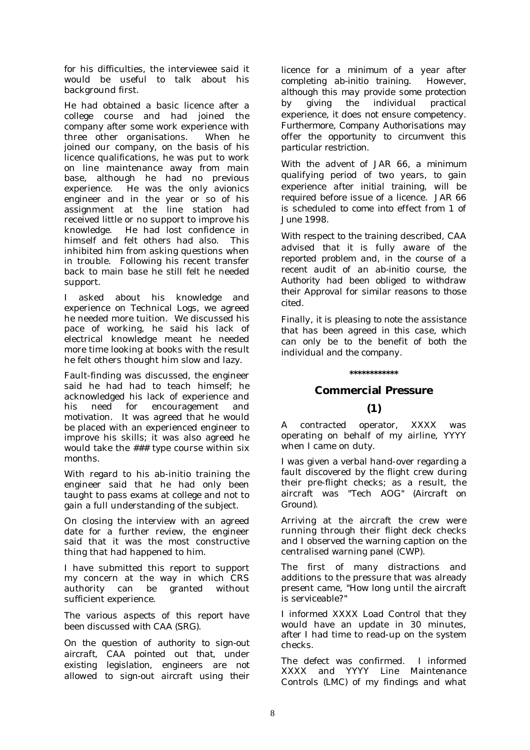for his difficulties, the interviewee said it would be useful to talk about his background first.

He had obtained a basic licence after a college course and had joined the company after some work experience with three other organisations. When he joined our company, on the basis of his licence qualifications, he was put to work on line maintenance away from main base, although he had no previous experience. He was the only avionics engineer and in the year or so of his assignment at the line station had received little or no support to improve his knowledge. He had lost confidence in himself and felt others had also. This inhibited him from asking questions when in trouble. Following his recent transfer back to main base he still felt he needed support.

I asked about his knowledge and experience on Technical Logs, we agreed he needed more tuition. We discussed his pace of working, he said his lack of electrical knowledge meant he needed more time looking at books with the result he felt others thought him slow and lazy.

Fault-finding was discussed, the engineer said he had had to teach himself; he acknowledged his lack of experience and his need for encouragement and motivation. It was agreed that he would be placed with an experienced engineer to improve his skills; it was also agreed he would take the ### type course within six months.

With regard to his ab-initio training the engineer said that he had only been taught to pass exams at college and not to gain a full understanding of the subject.

On closing the interview with an agreed date for a further review, the engineer said that it was the most constructive thing that had happened to him.

I have submitted this report to support my concern at the way in which CRS authority can be granted without sufficient experience.

*The various aspects of this report have been discussed with CAA (SRG).*

*On the question of authority to sign-out aircraft, CAA pointed out that, under existing legislation, engineers are not allowed to sign-out aircraft using their licence for a minimum of a year after completing ab-initio training. However, although this may provide some protection by giving the individual practical experience, it does not ensure competency. Furthermore, Company Authorisations may offer the opportunity to circumvent this particular restriction.*

*With the advent of JAR 66, a minimum qualifying period of two years, to gain experience after initial training, will be required before issue of a licence. JAR 66 is scheduled to come into effect from 1 of June 1998.*

*With respect to the training described, CAA advised that it is fully aware of the reported problem and, in the course of a recent audit of an ab-initio course, the Authority had been obliged to withdraw their Approval for similar reasons to those cited.*

*Finally, it is pleasing to note the assistance that has been agreed in this case, which can only be to the benefit of both the individual and the company.*

\*\*\*\*\*\*\*\*\*\*\*\*

## Commercial Pressure

### (1)

A contracted operator, XXXX was operating on behalf of my airline, YYYY when I came on duty.

I was given a verbal hand-over regarding a fault discovered by the flight crew during their pre-flight checks; as a result, the aircraft was "Tech AOG" (Aircraft on Ground).

Arriving at the aircraft the crew were running through their flight deck checks and I observed the warning caption on the centralised warning panel (CWP).

The first of many distractions and additions to the pressure that was already present came, "How long until the aircraft is serviceable?"

I informed XXXX Load Control that they would have an update in 30 minutes, after I had time to read-up on the system checks.

The defect was confirmed. I informed XXXX and YYYY Line Maintenance Controls (LMC) of my findings and what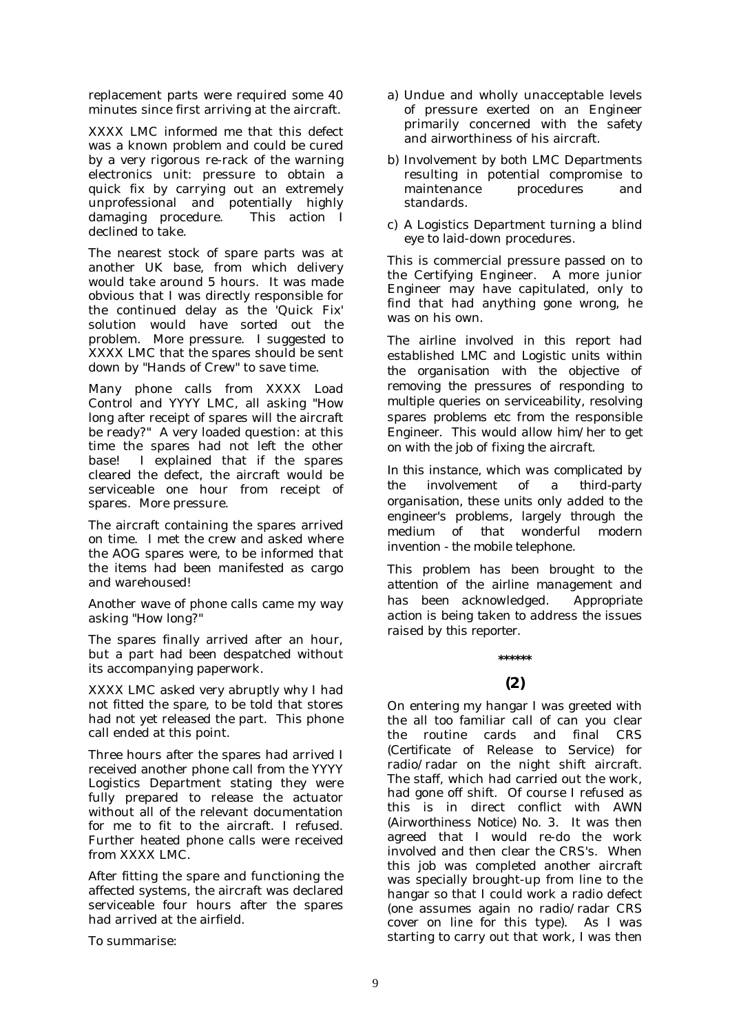replacement parts were required some 40 minutes since first arriving at the aircraft.

XXXX LMC informed me that this defect was a known problem and could be cured by a very rigorous re-rack of the warning electronics unit: pressure to obtain a quick fix by carrying out an extremely unprofessional and potentially highly damaging procedure. This action I declined to take.

The nearest stock of spare parts was at another UK base, from which delivery would take around 5 hours. It was made obvious that I was directly responsible for the continued delay as the 'Quick Fix' solution would have sorted out the problem. More pressure. I suggested to XXXX LMC that the spares should be sent down by "Hands of Crew" to save time.

Many phone calls from XXXX Load Control and YYYY LMC, all asking "How long after receipt of spares will the aircraft be ready?" A very loaded question: at this time the spares had not left the other base! I explained that if the spares cleared the defect, the aircraft would be serviceable one hour from receipt of spares. More pressure.

The aircraft containing the spares arrived on time. I met the crew and asked where the AOG spares were, to be informed that the items had been manifested as cargo and warehoused!

Another wave of phone calls came my way asking "How long?"

The spares finally arrived after an hour, but a part had been despatched without its accompanying paperwork.

XXXX LMC asked very abruptly why I had not fitted the spare, to be told that stores had not yet released the part. This phone call ended at this point.

Three hours after the spares had arrived I received another phone call from the YYYY Logistics Department stating they were fully prepared to release the actuator without all of the relevant documentation for me to fit to the aircraft. I refused. Further heated phone calls were received from XXXX LMC.

After fitting the spare and functioning the affected systems, the aircraft was declared serviceable four hours after the spares had arrived at the airfield.

To summarise:

a) Undue and wholly unacceptable levels of pressure exerted on an Engineer primarily concerned with the safety and airworthiness of his aircraft.

b) Involvement by both LMC Departments resulting in potential compromise to maintenance procedures and standards.

c) A Logistics Department turning a blind eye to laid-down procedures.

This is commercial pressure passed on to the Certifying Engineer. A more junior Engineer may have capitulated, only to find that had anything gone wrong, he was on his own.

*The airline involved in this report had established LMC and Logistic units within the organisation with the objective of removing the pressures of responding to multiple queries on serviceability, resolving spares problems etc from the responsible Engineer. This would allow him/her to get on with the job of fixing the aircraft.*

*In this instance, which was complicated by the involvement of a third-party organisation, these units only added to the engineer's problems, largely through the medium of that wonderful modern invention - the mobile telephone.*

*This problem has been brought to the attention of the airline management and has been acknowledged. Appropriate action is being taken to address the issues raised by this reporter.*

\*\*\*\*\*\*

### (2)

On entering my hangar I was greeted with the all too familiar call of can you clear the routine cards and final CRS (Certificate of Release to Service) for radio/radar on the night shift aircraft. The staff, which had carried out the work, had gone off shift. Of course I refused as this is in direct conflict with AWN (Airworthiness Notice) No. 3. It was then agreed that I would re-do the work involved and then clear the CRS's. When this job was completed another aircraft was specially brought-up from line to the hangar so that I could work a radio defect (one assumes again no radio/radar CRS cover on line for this type). As I was starting to carry out that work, I was then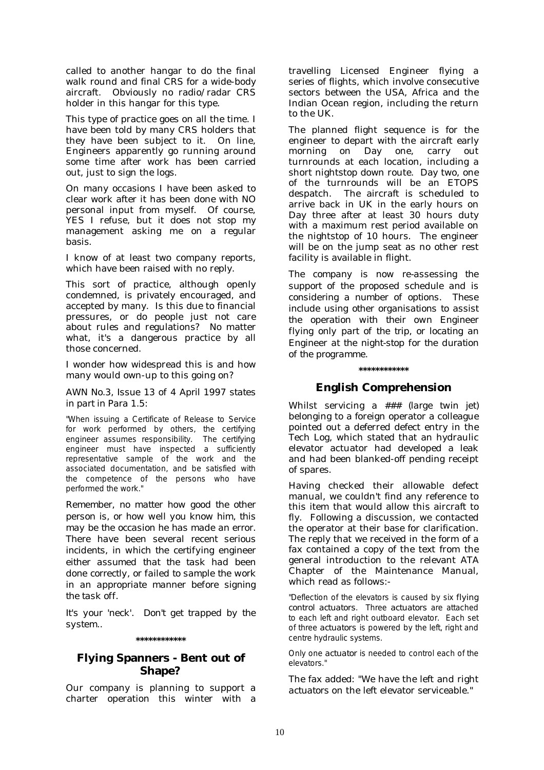called to another hangar to do the final walk round and final CRS for a wide-body aircraft. Obviously no radio/radar CRS holder in this hangar for this type.

This type of practice goes on all the time. I have been told by many CRS holders that they have been subject to it. On line, Engineers apparently go running around some time after work has been carried out, just to sign the logs.

On many occasions I have been asked to clear work after it has been done with NO personal input from myself. Of course, YES I refuse, but it does not stop my management asking me on a regular basis.

I know of at least two company reports, which have been raised with no reply.

This sort of practice, although openly condemned, is privately encouraged, and accepted by many. Is this due to financial pressures, or do people just not care about rules and regulations? No matter what, it's a dangerous practice by all those concerned.

I wonder how widespread this is and how many would own-up to this going on?

AWN No.3, Issue 13 of 4 April 1997 states in part in Para 1.5:

"When issuing a Certificate of Release to Service for work performed by others, the certifying engineer assumes responsibility. The certifying engineer must have inspected a sufficiently representative sample of the work and the associated documentation, and be satisfied with the competence of the persons who have performed the work."

Remember, no matter how good the other person is, or how well you know him, this may be the occasion he has made an error. There have been several recent serious incidents, in which the certifying engineer either assumed that the task had been done correctly, or failed to sample the work in an appropriate manner before signing the task off.

It's your 'neck'. Don't get trapped by the system..

************

## Flying Spanners - Bent out of Shape?

Our company is planning to support a charter operation this winter with a travelling Licensed Engineer flying a series of flights, which involve consecutive sectors between the USA, Africa and the Indian Ocean region, including the return to the UK.

The planned flight sequence is for the engineer to depart with the aircraft early morning on Day one, carry out turnrounds at each location, including a short nightstop down route. Day two, one of the turnrounds will be an ETOPS despatch. The aircraft is scheduled to arrive back in UK in the early hours on Day three after at least 30 hours duty with a maximum rest period available on the nightstop of 10 hours. The engineer will be on the jump seat as no other rest facility is available in flight.

The company is now re-assessing the support of the proposed schedule and is considering a number of options. These include using other organisations to assist the operation with their own Engineer flying only part of the trip, or locating an Engineer at the night-stop for the duration of the programme.

************

## English Comprehension

Whilst servicing a ### (large twin jet) belonging to a foreign operator a colleague pointed out a deferred defect entry in the Tech Log, which stated that an hydraulic elevator actuator had developed a leak and had been blanked-off pending receipt of spares.

Having checked their allowable defect manual, we couldn't find any reference to this item that would allow this aircraft to fly. Following a discussion, we contacted the operator at their base for clarification. The reply that we received in the form of a fax contained a copy of the text from the general introduction to the relevant ATA Chapter of the Maintenance Manual, which read as follows:-

"Deflection of the elevators is caused by six flying control actuators. Three actuators are attached to each left and right outboard elevator. Each set of three actuators is powered by the left, right and centre hydraulic systems.

Only one actuator is needed to control each of the elevators."

The fax added: "We have the left and right actuators on the left elevator serviceable."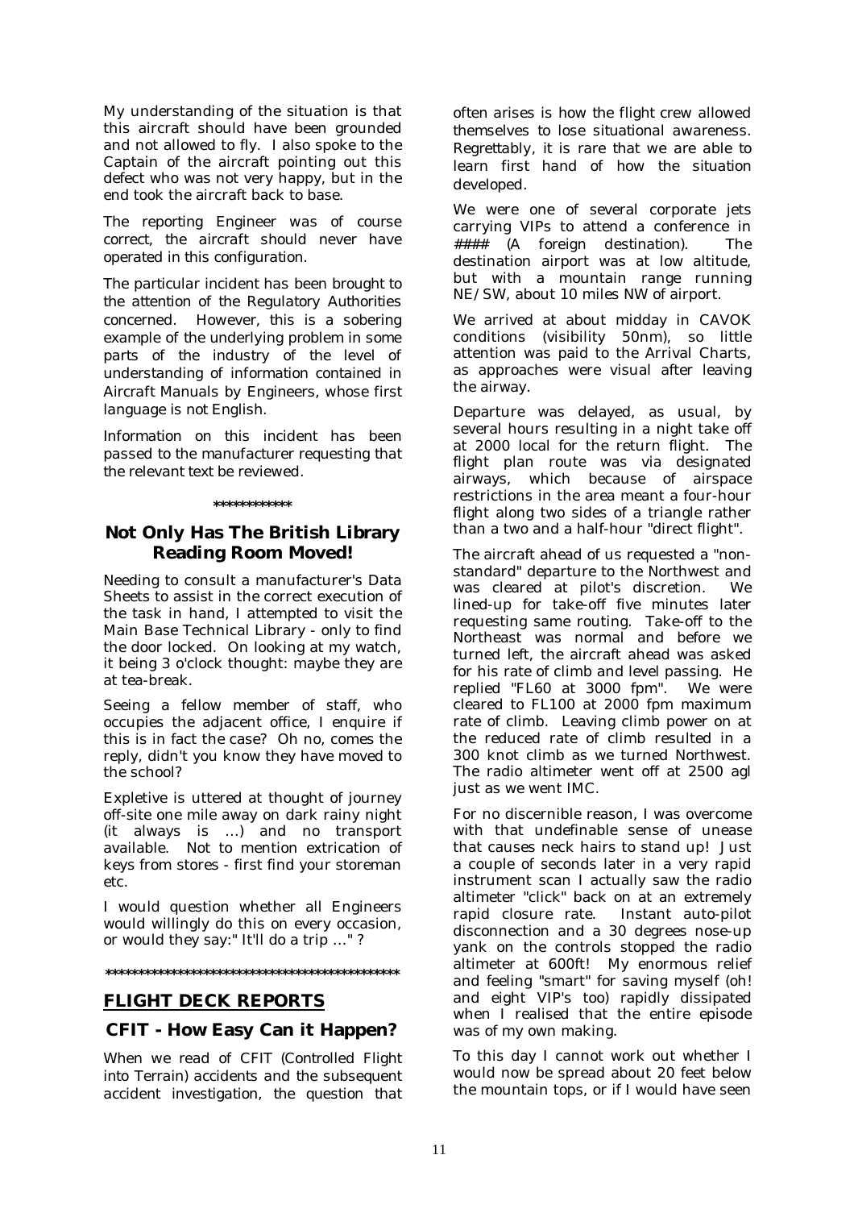My understanding of the situation is that this aircraft should have been grounded and not allowed to fly. I also spoke to the Captain of the aircraft pointing out this defect who was not very happy, but in the end took the aircraft back to base.

The reporting Engineer was of course correct, the aircraft should never have operated in this configuration.

The particular incident has been brought to the attention of the Regulatory Authorities concerned. However, this is a sobering example of the underlying problem in some parts of the industry of the level of understanding of information contained in Aircraft Manuals by Engineers, whose first language is not English.

Information on this incident has been passed to the manufacturer requesting that the relevant text be reviewed.

\*\*\*\*\*\*\*\*\*\*\*\*

### Not Only Has The British Library Reading Room Moved!

Needing to consult a manufacturer's Data Sheets to assist in the correct execution of the task in hand, I attempted to visit the Main Base Technical Library - only to find the door locked. On looking at my watch, it being 3 o'clock thought: maybe they are at tea-break.

Seeing a fellow member of staff, who occupies the adjacent office, I enquire if this is in fact the case? Oh no, comes the reply, didn't you know they have moved to the school?

Expletive is uttered at thought of journey off-site one mile away on dark rainy night (it always is …) and no transport available. Not to mention extrication of keys from stores - first find your storeman etc.

I would question whether all Engineers would willingly do this on every occasion, or would they say:" It'll do a trip …" ?

\*\*\*\*\*\*\*\*\*\*\*\*\*\*\*\*\*\*\*\*\*\*\*\*\*\*\*\*\*\*\*\*\*\*\*\*\*\*\*\*\*\*\*\*\*\*

## FLIGHT DECK REPORTS

### CFIT - How Easy Can it Happen?

When we read of CFIT (Controlled Flight into Terrain) accidents and the subsequent accident investigation, the question that often arises is how the flight crew allowed themselves to lose situational awareness. Regrettably, it is rare that we are able to learn first hand of how the situation developed.

We were one of several corporate jets carrying VIPs to attend a conference in #### (A foreign destination). The destination airport was at low altitude, but with a mountain range running NE/SW, about 10 miles NW of airport.

We arrived at about midday in CAVOK conditions (visibility 50nm), so little attention was paid to the Arrival Charts, as approaches were visual after leaving the airway.

Departure was delayed, as usual, by several hours resulting in a night take off at 2000 local for the return flight. The flight plan route was via designated airways, which because of airspace restrictions in the area meant a four-hour flight along two sides of a triangle rather than a two and a half-hour "direct flight".

The aircraft ahead of us requested a "non-standard" departure to the Northwest and was cleared at pilot's discretion. We lined-up for take-off five minutes later requesting same routing. Take-off to the Northeast was normal and before we turned left, the aircraft ahead was asked for his rate of climb and level passing. He replied "FL60 at 3000 fpm". We were cleared to FL100 at 2000 fpm maximum rate of climb. Leaving climb power on at the reduced rate of climb resulted in a 300 knot climb as we turned Northwest. The radio altimeter went off at 2500 agl just as we went IMC.

For no discernible reason, I was overcome with that undefinable sense of unease that causes neck hairs to stand up! Just a couple of seconds later in a very rapid instrument scan I actually saw the radio altimeter "click" back on at an extremely rapid closure rate. Instant auto-pilot disconnection and a 30 degrees nose-up yank on the controls stopped the radio altimeter at 600ft! My enormous relief and feeling "smart" for saving myself (oh! and eight VIP's too) rapidly dissipated when I realised that the entire episode was of my own making.

To this day I cannot work out whether I would now be spread about 20 feet below the mountain tops, or if I would have seen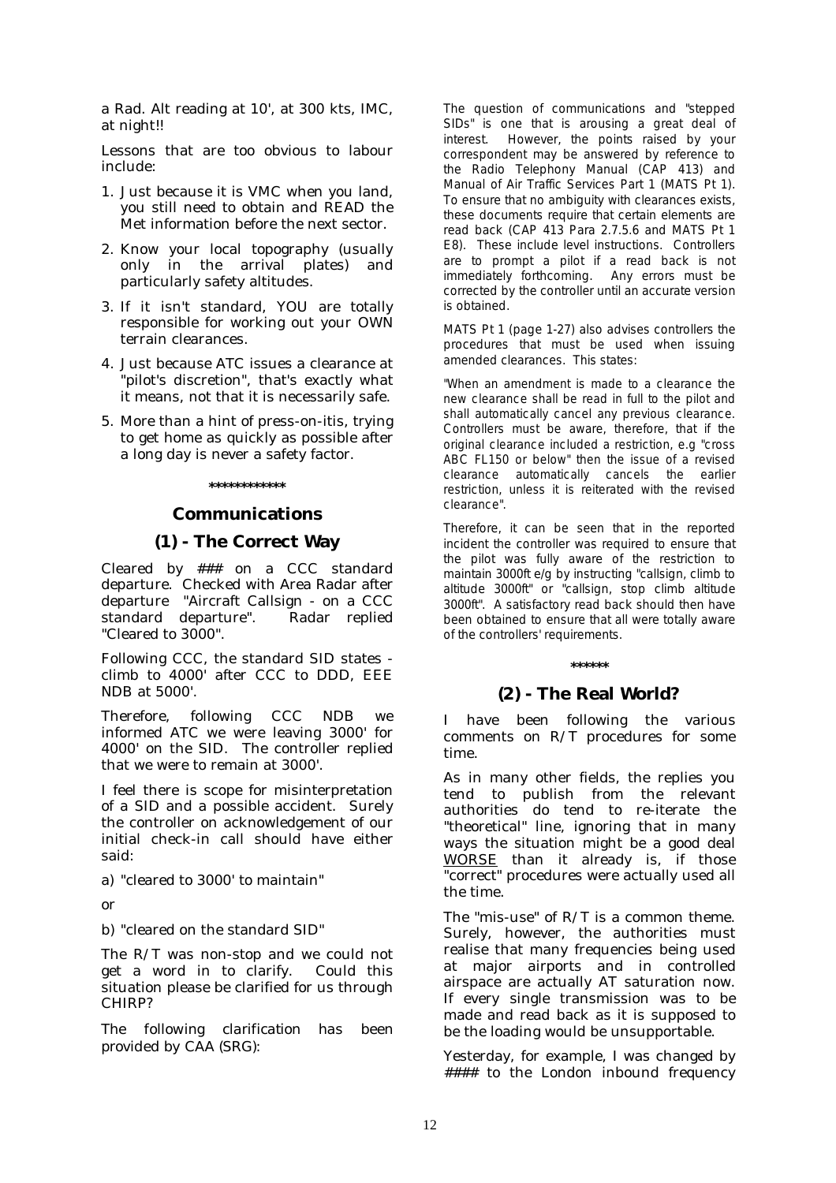a Rad. Alt reading at 10', at 300 kts, IMC, at night!!

Lessons that are too obvious to labour include:

1. Just because it is VMC when you land, you still need to obtain and READ the Met information before the next sector.
2. Know your local topography (usually only in the arrival plates) and particularly safety altitudes.
3. If it isn't standard, YOU are totally responsible for working out your OWN terrain clearances.
4. Just because ATC issues a clearance at "pilot's discretion", that's exactly what it means, not that it is necessarily safe.
5. More than a hint of press-on-itis, trying to get home as quickly as possible after a long day is never a safety factor.

************

## Communications

### (1) - The Correct Way

Cleared by ### on a CCC standard departure. Checked with Area Radar after departure "Aircraft Callsign - on a CCC standard departure". Radar replied "Cleared to 3000".

Following CCC, the standard SID states - climb to 4000' after CCC to DDD, EEE NDB at 5000'.

Therefore, following CCC NDB we informed ATC we were leaving 3000' for 4000' on the SID. The controller replied that we were to remain at 3000'.

I feel there is scope for misinterpretation of a SID and a possible accident. Surely the controller on acknowledgement of our initial check-in call should have either said:

a) "cleared to 3000' to maintain"

or

b) "cleared on the standard SID"

The R/T was non-stop and we could not get a word in to clarify. Could this situation please be clarified for us through CHIRP?

The following clarification has been provided by CAA (SRG):

The question of communications and "stepped SIDs" is one that is arousing a great deal of interest. However, the points raised by your correspondent may be answered by reference to the Radio Telephony Manual (CAP 413) and Manual of Air Traffic Services Part 1 (MATS Pt 1). To ensure that no ambiguity with clearances exists, these documents require that certain elements are read back (CAP 413 Para 2.7.5.6 and MATS Pt 1 E8). These include level instructions. Controllers are to prompt a pilot if a read back is not immediately forthcoming. Any errors must be corrected by the controller until an accurate version is obtained.

MATS Pt 1 (page 1-27) also advises controllers the procedures that must be used when issuing amended clearances. This states:

"When an amendment is made to a clearance the new clearance shall be read in full to the pilot and shall automatically cancel any previous clearance. Controllers must be aware, therefore, that if the original clearance included a restriction, e.g "cross ABC FL150 or below" then the issue of a revised clearance automatically cancels the earlier restriction, unless it is reiterated with the revised clearance".

Therefore, it can be seen that in the reported incident the controller was required to ensure that the pilot was fully aware of the restriction to maintain 3000ft e/g by instructing "callsign, climb to altitude 3000ft" or "callsign, stop climb altitude 3000ft". A satisfactory read back should then have been obtained to ensure that all were totally aware of the controllers' requirements.

******

### (2) - The Real World?

I have been following the various comments on R/T procedures for some time.

As in many other fields, the replies you tend to publish from the relevant authorities do tend to re-iterate the "theoretical" line, ignoring that in many ways the situation might be a good deal WORSE than it already is, if those "correct" procedures were actually used all the time.

The "mis-use" of R/T is a common theme. Surely, however, the authorities must realise that many frequencies being used at major airports and in controlled airspace are actually AT saturation now. If every single transmission was to be made and read back as it is supposed to be the loading would be unsupportable.

Yesterday, for example, I was changed by #### to the London inbound frequency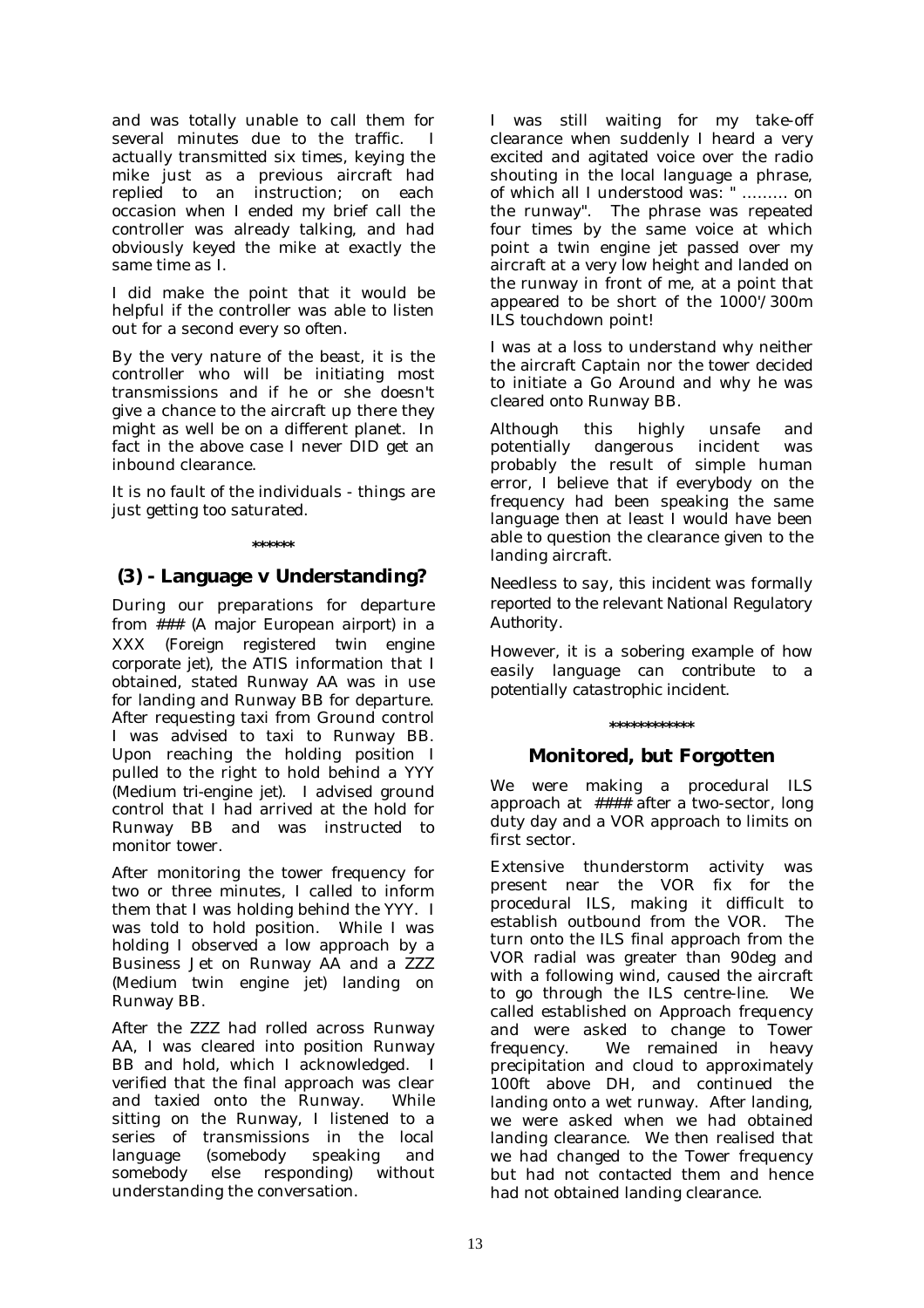and was totally unable to call them for several minutes due to the traffic. I actually transmitted six times, keying the mike just as a previous aircraft had replied to an instruction; on each occasion when I ended my brief call the controller was already talking, and had obviously keyed the mike at exactly the same time as I.

I did make the point that it would be helpful if the controller was able to listen out for a second every so often.

By the very nature of the beast, it is the controller who will be initiating most transmissions and if he or she doesn't give a chance to the aircraft up there they might as well be on a different planet. In fact in the above case I never DID get an inbound clearance.

It is no fault of the individuals - things are just getting too saturated.

\*\*\*\*\*\*

## (3) - Language v Understanding?

During our preparations for departure from ### (A major European airport) in a XXX (Foreign registered twin engine corporate jet), the ATIS information that I obtained, stated Runway AA was in use for landing and Runway BB for departure. After requesting taxi from Ground control I was advised to taxi to Runway BB. Upon reaching the holding position I pulled to the right to hold behind a YYY (Medium tri-engine jet). I advised ground control that I had arrived at the hold for Runway BB and was instructed to monitor tower.

After monitoring the tower frequency for two or three minutes, I called to inform them that I was holding behind the YYY. I was told to hold position. While I was holding I observed a low approach by a Business Jet on Runway AA and a ZZZ (Medium twin engine jet) landing on Runway BB.

After the ZZZ had rolled across Runway AA, I was cleared into position Runway BB and hold, which I acknowledged. I verified that the final approach was clear and taxied onto the Runway. While sitting on the Runway, I listened to a series of transmissions in the local language (somebody speaking and somebody else responding) without understanding the conversation.

I was still waiting for my take-off clearance when suddenly I heard a very excited and agitated voice over the radio shouting in the local language a phrase, of which all I understood was: " ......... on the runway". The phrase was repeated four times by the same voice at which point a twin engine jet passed over my aircraft at a very low height and landed on the runway in front of me, at a point that appeared to be short of the 1000'/300m ILS touchdown point!

I was at a loss to understand why neither the aircraft Captain nor the tower decided to initiate a Go Around and why he was cleared onto Runway BB.

Although this highly unsafe and potentially dangerous incident was probably the result of simple human error, I believe that if everybody on the frequency had been speaking the same language then at least I would have been able to question the clearance given to the landing aircraft.

Needless to say, this incident was formally reported to the relevant National Regulatory Authority.

However, it is a sobering example of how easily language can contribute to a potentially catastrophic incident.

\*\*\*\*\*\*\*\*\*\*\*\*

## Monitored, but Forgotten

We were making a procedural ILS approach at #### after a two-sector, long duty day and a VOR approach to limits on first sector.

Extensive thunderstorm activity was present near the VOR fix for the procedural ILS, making it difficult to establish outbound from the VOR. The turn onto the ILS final approach from the VOR radial was greater than 90deg and with a following wind, caused the aircraft to go through the ILS centre-line. We called established on Approach frequency and were asked to change to Tower frequency. We remained in heavy precipitation and cloud to approximately 100ft above DH, and continued the landing onto a wet runway. After landing, we were asked when we had obtained landing clearance. We then realised that we had changed to the Tower frequency but had not contacted them and hence had not obtained landing clearance.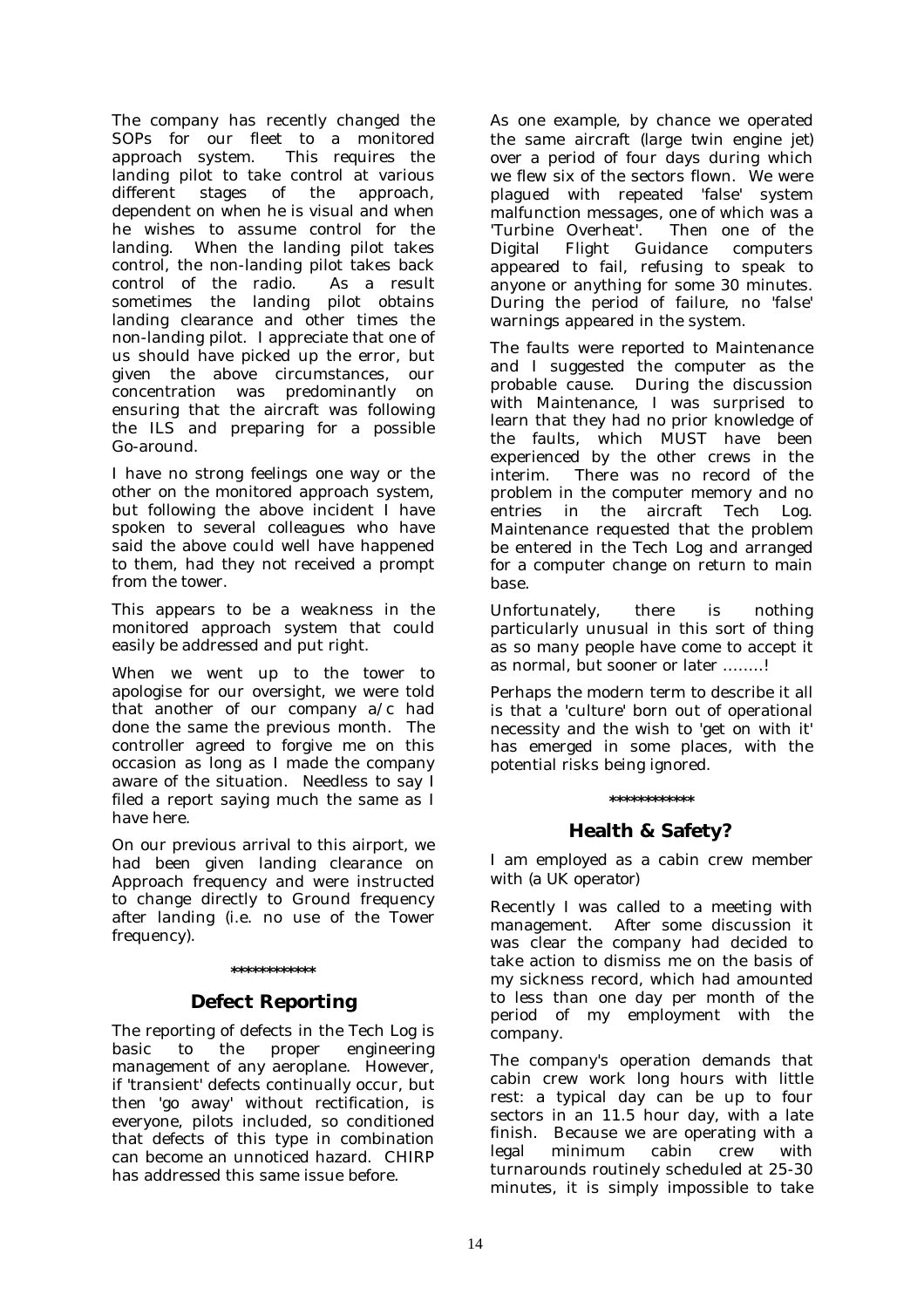The company has recently changed the SOPs for our fleet to a monitored approach system. This requires the landing pilot to take control at various different stages of the approach, dependent on when he is visual and when he wishes to assume control for the landing. When the landing pilot takes control, the non-landing pilot takes back control of the radio. As a result sometimes the landing pilot obtains landing clearance and other times the non-landing pilot. I appreciate that one of us should have picked up the error, but given the above circumstances, our concentration was predominantly on ensuring that the aircraft was following the ILS and preparing for a possible Go-around.

I have no strong feelings one way or the other on the monitored approach system, but following the above incident I have spoken to several colleagues who have said the above could well have happened to them, had they not received a prompt from the tower.

This appears to be a weakness in the monitored approach system that could easily be addressed and put right.

When we went up to the tower to apologise for our oversight, we were told that another of our company a/c had done the same the previous month. The controller agreed to forgive me on this occasion as long as I made the company aware of the situation. Needless to say I filed a report saying much the same as I have here.

On our previous arrival to this airport, we had been given landing clearance on Approach frequency and were instructed to change directly to Ground frequency after landing (i.e. no use of the Tower frequency).

\*\*\*\*\*\*\*\*\*\*\*\*

## Defect Reporting

The reporting of defects in the Tech Log is basic to the proper engineering management of any aeroplane. However, if 'transient' defects continually occur, but then 'go away' without rectification, is everyone, pilots included, so conditioned that defects of this type in combination can become an unnoticed hazard. CHIRP has addressed this same issue before.

As one example, by chance we operated the same aircraft (large twin engine jet) over a period of four days during which we flew six of the sectors flown. We were plagued with repeated 'false' system malfunction messages, one of which was a 'Turbine Overheat'. Then one of the Digital Flight Guidance computers appeared to fail, refusing to speak to anyone or anything for some 30 minutes. During the period of failure, no 'false' warnings appeared in the system.

The faults were reported to Maintenance and I suggested the computer as the probable cause. During the discussion with Maintenance, I was surprised to learn that they had no prior knowledge of the faults, which MUST have been experienced by the other crews in the interim. There was no record of the problem in the computer memory and no entries in the aircraft Tech Log. Maintenance requested that the problem be entered in the Tech Log and arranged for a computer change on return to main base.

Unfortunately, there is nothing particularly unusual in this sort of thing as so many people have come to accept it as normal, but sooner or later ……..!

Perhaps the modern term to describe it all is that a 'culture' born out of operational necessity and the wish to 'get on with it' has emerged in some places, with the potential risks being ignored.

\*\*\*\*\*\*\*\*\*\*\*\*

## Health & Safety?

I am employed as a cabin crew member with (a UK operator)

Recently I was called to a meeting with management. After some discussion it was clear the company had decided to take action to dismiss me on the basis of my sickness record, which had amounted to less than one day per month of the period of my employment with the company.

The company's operation demands that cabin crew work long hours with little rest: a typical day can be up to four sectors in an 11.5 hour day, with a late finish. Because we are operating with a legal minimum cabin crew with turnarounds routinely scheduled at 25-30 minutes, it is simply impossible to take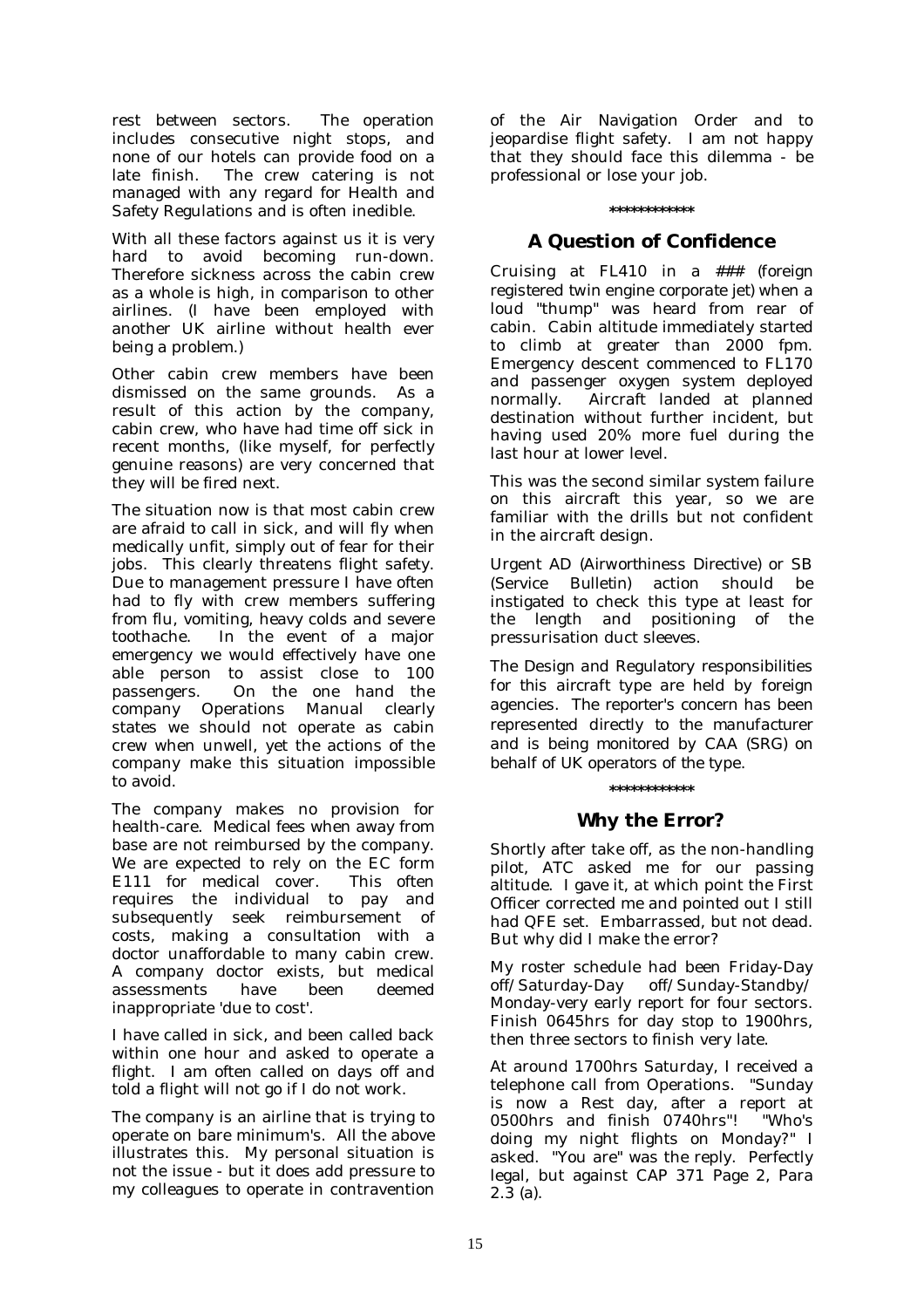rest between sectors. The operation includes consecutive night stops, and none of our hotels can provide food on a late finish. The crew catering is not managed with any regard for Health and Safety Regulations and is often inedible.

With all these factors against us it is very hard to avoid becoming run-down. Therefore sickness across the cabin crew as a whole is high, in comparison to other airlines. (I have been employed with another UK airline without health ever being a problem.)

Other cabin crew members have been dismissed on the same grounds. As a result of this action by the company, cabin crew, who have had time off sick in recent months, (like myself, for perfectly genuine reasons) are very concerned that they will be fired next.

The situation now is that most cabin crew are afraid to call in sick, and will fly when medically unfit, simply out of fear for their jobs. This clearly threatens flight safety. Due to management pressure I have often had to fly with crew members suffering from flu, vomiting, heavy colds and severe toothache. In the event of a major emergency we would effectively have one able person to assist close to 100 passengers. On the one hand the company Operations Manual clearly states we should not operate as cabin crew when unwell, yet the actions of the company make this situation impossible to avoid.

The company makes no provision for health-care. Medical fees when away from base are not reimbursed by the company. We are expected to rely on the EC form E111 for medical cover. This often requires the individual to pay and subsequently seek reimbursement of costs, making a consultation with a doctor unaffordable to many cabin crew. A company doctor exists, but medical assessments have been deemed inappropriate 'due to cost'.

I have called in sick, and been called back within one hour and asked to operate a flight. I am often called on days off and told a flight will not go if I do not work.

The company is an airline that is trying to operate on bare minimum's. All the above illustrates this. My personal situation is not the issue - but it does add pressure to my colleagues to operate in contravention of the Air Navigation Order and to jeopardise flight safety. I am not happy that they should face this dilemma - be professional or lose your job.

\*\*\*\*\*\*\*\*\*\*\*\*

## A Question of Confidence

Cruising at FL410 in a ### (foreign registered twin engine corporate jet) when a loud "thump" was heard from rear of cabin. Cabin altitude immediately started to climb at greater than 2000 fpm. Emergency descent commenced to FL170 and passenger oxygen system deployed normally. Aircraft landed at planned destination without further incident, but having used 20% more fuel during the last hour at lower level.

This was the second similar system failure on this aircraft this year, so we are familiar with the drills but not confident in the aircraft design.

Urgent AD (Airworthiness Directive) or SB (Service Bulletin) action should be instigated to check this type at least for the length and positioning of the pressurisation duct sleeves.

*The Design and Regulatory responsibilities for this aircraft type are held by foreign agencies. The reporter's concern has been represented directly to the manufacturer and is being monitored by CAA (SRG) on behalf of UK operators of the type.*

\*\*\*\*\*\*\*\*\*\*\*\*

## Why the Error?

Shortly after take off, as the non-handling pilot, ATC asked me for our passing altitude. I gave it, at which point the First Officer corrected me and pointed out I still had QFE set. Embarrassed, but not dead. But why did I make the error?

My roster schedule had been Friday-Day off/Saturday-Day off/Sunday-Standby/ Monday-very early report for four sectors. Finish 0645hrs for day stop to 1900hrs, then three sectors to finish very late.

At around 1700hrs Saturday, I received a telephone call from Operations. "Sunday is now a Rest day, after a report at 0500hrs and finish 0740hrs"! "Who's doing my night flights on Monday?" I asked. "You are" was the reply. Perfectly legal, but against CAP 371 Page 2, Para 2.3 (a).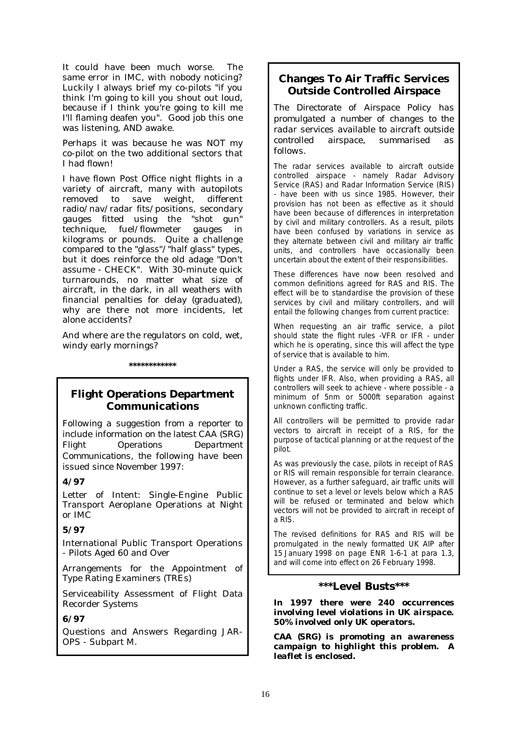It could have been much worse. The same error in IMC, with nobody noticing? Luckily I always brief my co-pilots "if you think I'm going to kill you shout out loud, because if I think you're going to kill me I'll flaming deafen you". Good job this one was listening, AND awake.

Perhaps it was because he was NOT my co-pilot on the two additional sectors that I had flown!

I have flown Post Office night flights in a variety of aircraft, many with autopilots removed to save weight, different radio/nav/radar fits/positions, secondary gauges fitted using the "shot gun" technique, fuel/flowmeter gauges in kilograms or pounds. Quite a challenge compared to the "glass"/"half glass" types, but it does reinforce the old adage "Don't assume - CHECK". With 30-minute quick turnarounds, no matter what size of aircraft, in the dark, in all weathers with financial penalties for delay (graduated), why are there not more incidents, let alone accidents?

And where are the regulators on cold, wet, windy early mornings?

************

## Flight Operations Department Communications

Following a suggestion from a reporter to include information on the latest CAA (SRG) Flight Operations Department Communications, the following have been issued since November 1997:

**4/97**

Letter of Intent: Single-Engine Public Transport Aeroplane Operations at Night or IMC

**5/97**

International Public Transport Operations - Pilots Aged 60 and Over

Arrangements for the Appointment of Type Rating Examiners (TREs)

Serviceability Assessment of Flight Data Recorder Systems

**6/97**

Questions and Answers Regarding JAR-OPS - Subpart M.

## Changes To Air Traffic Services Outside Controlled Airspace

The Directorate of Airspace Policy has promulgated a number of changes to the radar services available to aircraft outside controlled airspace, summarised as follows.

The radar services available to aircraft outside controlled airspace - namely Radar Advisory Service (RAS) and Radar Information Service (RIS) - have been with us since 1985. However, their provision has not been as effective as it should have been because of differences in interpretation by civil and military controllers. As a result, pilots have been confused by variations in service as they alternate between civil and military air traffic units, and controllers have occasionally been uncertain about the extent of their responsibilities.

These differences have now been resolved and common definitions agreed for RAS and RIS. The effect will be to standardise the provision of these services by civil and military controllers, and will entail the following changes from current practice:

When requesting an air traffic service, a pilot should state the flight rules -VFR or IFR - under which he is operating, since this will affect the type of service that is available to him.

Under a RAS, the service will only be provided to flights under IFR. Also, when providing a RAS, all controllers will seek to achieve - where possible - a minimum of 5nm or 5000ft separation against unknown conflicting traffic.

All controllers will be permitted to provide radar vectors to aircraft in receipt of a RIS, for the purpose of tactical planning or at the request of the pilot.

As was previously the case, pilots in receipt of RAS or RIS will remain responsible for terrain clearance. However, as a further safeguard, air traffic units will continue to set a level or levels below which a RAS will be refused or terminated and below which vectors will not be provided to aircraft in receipt of a RIS.

The revised definitions for RAS and RIS will be promulgated in the newly formatted UK AIP after 15 January 1998 on page ENR 1-6-1 at para 1.3, and will come into effect on 26 February 1998.

## ***Level Busts***

**In 1997 there were 240 occurrences involving level violations in UK airspace. 50% involved only UK operators.**

**CAA (SRG) is promoting an awareness campaign to highlight this problem. A leaflet is enclosed.**